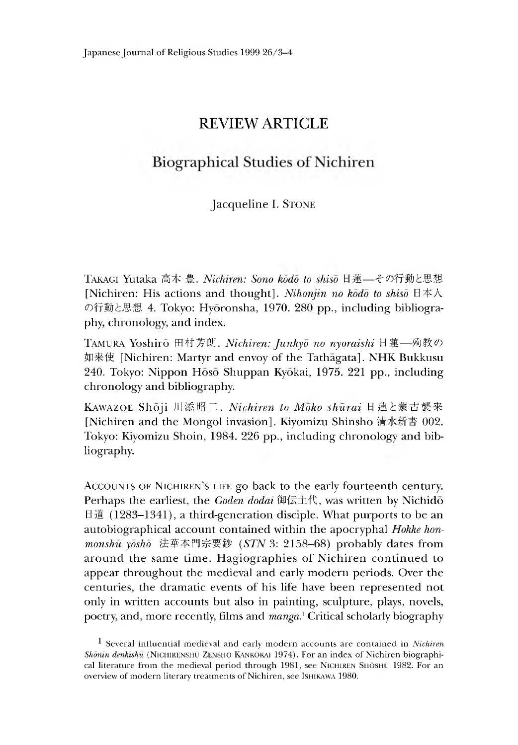# REVIEW ARTICLE

## Biographical Studies of Nichiren

Jacqueline I. Stone

TAKAGI Yutaka 高木 豊. *Nichiren: Sono kōdō to shisō* 日蓮—その行動と思想 [Nichiren: His actions and thought]. *Nihonjin no kōdō to shisō* 日本人の行動と思想 4. Tokyo: Hyōronsha, 1970. 280 pp., including bibliography, chronology, and index.

TAMURA Yoshirō 田村芳朗. *Nichiren: Junkyō no nyoraishi* 日蓮—殉教の如来使 [Nichiren: Martyr and envoy of the Tathāgata]. NHK Bukkusu 240. Tokyo: Nippon Hōsō Shuppan Kyōkai, 1975. 221 pp., including chronology and bibliography.

KAWAZOE Shōji 川添昭二. *Nichiren to Mōko shūrai* 日蓮と蒙古襲来 [Nichiren and the Mongol invasion]. Kiyomizu Shinsho 清水新書 002. Tokyo: Kiyomizu Shoin, 1984. 226 pp., including chronology and bibliography.

ACCOUNTS OF NICHIREN'S LIFE go back to the early fourteenth century. Perhaps the earliest, the *Goden dodai* 御伝土代, was written by Nichidō 日道 (1283–1341), a third-generation disciple. What purports to be an autobiographical account contained within the apocryphal *Hokke honmonshū yōshō* 法華本門宗要鈔 (*STN* 3: 2158–68) probably dates from around the same time. Hagiographies of Nichiren continued to appear throughout the medieval and early modern periods. Over the centuries, the dramatic events of his life have been represented not only in written accounts but also in painting, sculpture, plays, novels, poetry, and, more recently, films and *manga*.[1] Critical scholarly biography

[1] Several influential medieval and early modern accounts are contained in *Nichiren Shōnin denkishū* (NICHIRENSHŪ ZENSHO KANKŌKAI 1974). For an index of Nichiren biographical literature from the medieval period through 1981, see NICHIREN SHŌSHŪ 1982. For an overview of modern literary treatments of Nichiren, see ISHIKAWA 1980.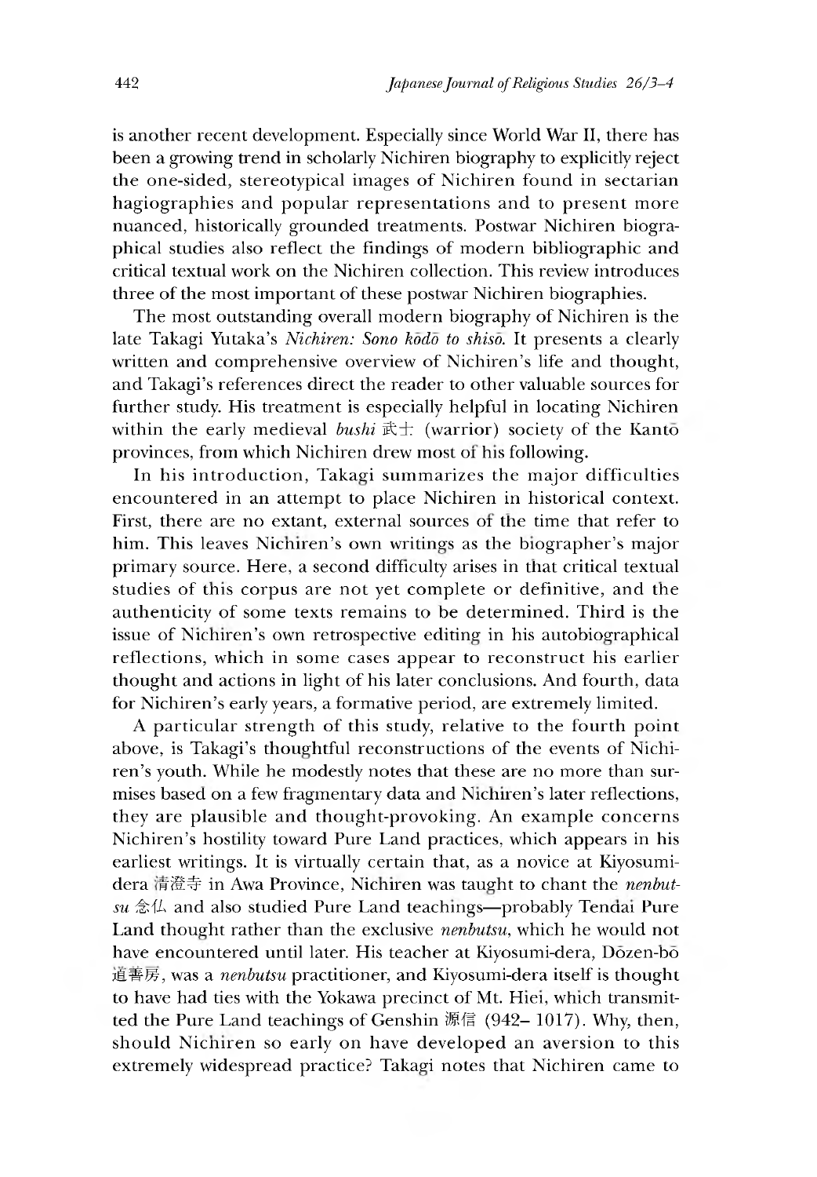is another recent development. Especially since World War II, there has been a growing trend in scholarly Nichiren biography to explicitly reject the one-sided, stereotypical images of Nichiren found in sectarian hagiographies and popular representations and to present more nuanced, historically grounded treatments. Postwar Nichiren biographical studies also reflect the findings of modern bibliographic and critical textual work on the Nichiren collection. This review introduces three of the most important of these postwar Nichiren biographies.

The most outstanding overall modern biography of Nichiren is the late Takagi Yutaka's *Nichiren: Sono kōdō to shisō*. It presents a clearly written and comprehensive overview of Nichiren's life and thought, and Takagi's references direct the reader to other valuable sources for further study. His treatment is especially helpful in locating Nichiren within the early medieval *bushi* 武士 (warrior) society of the Kantō provinces, from which Nichiren drew most of his following.

In his introduction, Takagi summarizes the major difficulties encountered in an attempt to place Nichiren in historical context. First, there are no extant, external sources of the time that refer to him. This leaves Nichiren's own writings as the biographer's major primary source. Here, a second difficulty arises in that critical textual studies of this corpus are not yet complete or definitive, and the authenticity of some texts remains to be determined. Third is the issue of Nichiren's own retrospective editing in his autobiographical reflections, which in some cases appear to reconstruct his earlier thought and actions in light of his later conclusions. And fourth, data for Nichiren's early years, a formative period, are extremely limited.

A particular strength of this study, relative to the fourth point above, is Takagi's thoughtful reconstructions of the events of Nichiren's youth. While he modestly notes that these are no more than surmises based on a few fragmentary data and Nichiren's later reflections, they are plausible and thought-provoking. An example concerns Nichiren's hostility toward Pure Land practices, which appears in his earliest writings. It is virtually certain that, as a novice at Kiyosumi-dera 清澄寺 in Awa Province, Nichiren was taught to chant the *nenbutsu* 念仏 and also studied Pure Land teachings—probably Tendai Pure Land thought rather than the exclusive *nenbutsu*, which he would not have encountered until later. His teacher at Kiyosumi-dera, Dōzen-bō 道善房, was a *nenbutsu* practitioner, and Kiyosumi-dera itself is thought to have had ties with the Yokawa precinct of Mt. Hiei, which transmitted the Pure Land teachings of Genshin 源信 (942– 1017). Why, then, should Nichiren so early on have developed an aversion to this extremely widespread practice? Takagi notes that Nichiren came to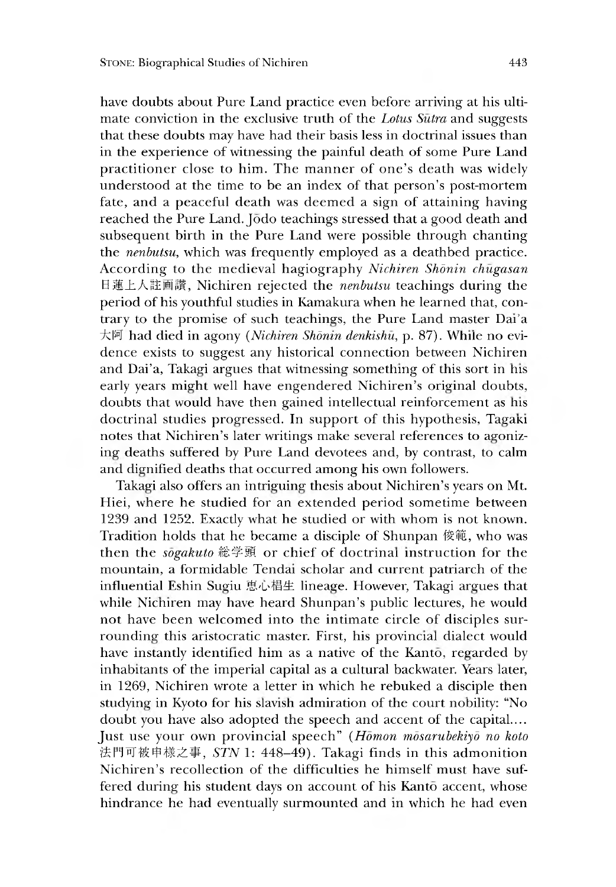have doubts about Pure Land practice even before arriving at his ultimate conviction in the exclusive truth of the *Lotus Sūtra* and suggests that these doubts may have had their basis less in doctrinal issues than in the experience of witnessing the painful death of some Pure Land practitioner close to him. The manner of one's death was widely understood at the time to be an index of that person's post-mortem fate, and a peaceful death was deemed a sign of attaining having reached the Pure Land. Jōdo teachings stressed that a good death and subsequent birth in the Pure Land were possible through chanting the *nenbutsu*, which was frequently employed as a deathbed practice. According to the medieval hagiography *Nichiren Shōnin chūgasan* 日蓮上人註画讃, Nichiren rejected the *nenbutsu* teachings during the period of his youthful studies in Kamakura when he learned that, contrary to the promise of such teachings, the Pure Land master Dai'a 大阿 had died in agony (*Nichiren Shōnin denkishū*, p. 87). While no evidence exists to suggest any historical connection between Nichiren and Dai'a, Takagi argues that witnessing something of this sort in his early years might well have engendered Nichiren's original doubts, doubts that would have then gained intellectual reinforcement as his doctrinal studies progressed. In support of this hypothesis, Tagaki notes that Nichiren's later writings make several references to agonizing deaths suffered by Pure Land devotees and, by contrast, to calm and dignified deaths that occurred among his own followers.

Takagi also offers an intriguing thesis about Nichiren's years on Mt. Hiei, where he studied for an extended period sometime between 1239 and 1252. Exactly what he studied or with whom is not known. Tradition holds that he became a disciple of Shunpan 俊範, who was then the *sōgakuto* 総学頭 or chief of doctrinal instruction for the mountain, a formidable Tendai scholar and current patriarch of the influential Eshin Sugiu 恵心椙生 lineage. However, Takagi argues that while Nichiren may have heard Shunpan's public lectures, he would not have been welcomed into the intimate circle of disciples surrounding this aristocratic master. First, his provincial dialect would have instantly identified him as a native of the Kantō, regarded by inhabitants of the imperial capital as a cultural backwater. Years later, in 1269, Nichiren wrote a letter in which he rebuked a disciple then studying in Kyoto for his slavish admiration of the court nobility: "No doubt you have also adopted the speech and accent of the capital.... Just use your own provincial speech" (*Hōmon mōsarubekiyō no koto* 法門可被申様之事, *STN* 1: 448–49). Takagi finds in this admonition Nichiren's recollection of the difficulties he himself must have suffered during his student days on account of his Kantō accent, whose hindrance he had eventually surmounted and in which he had even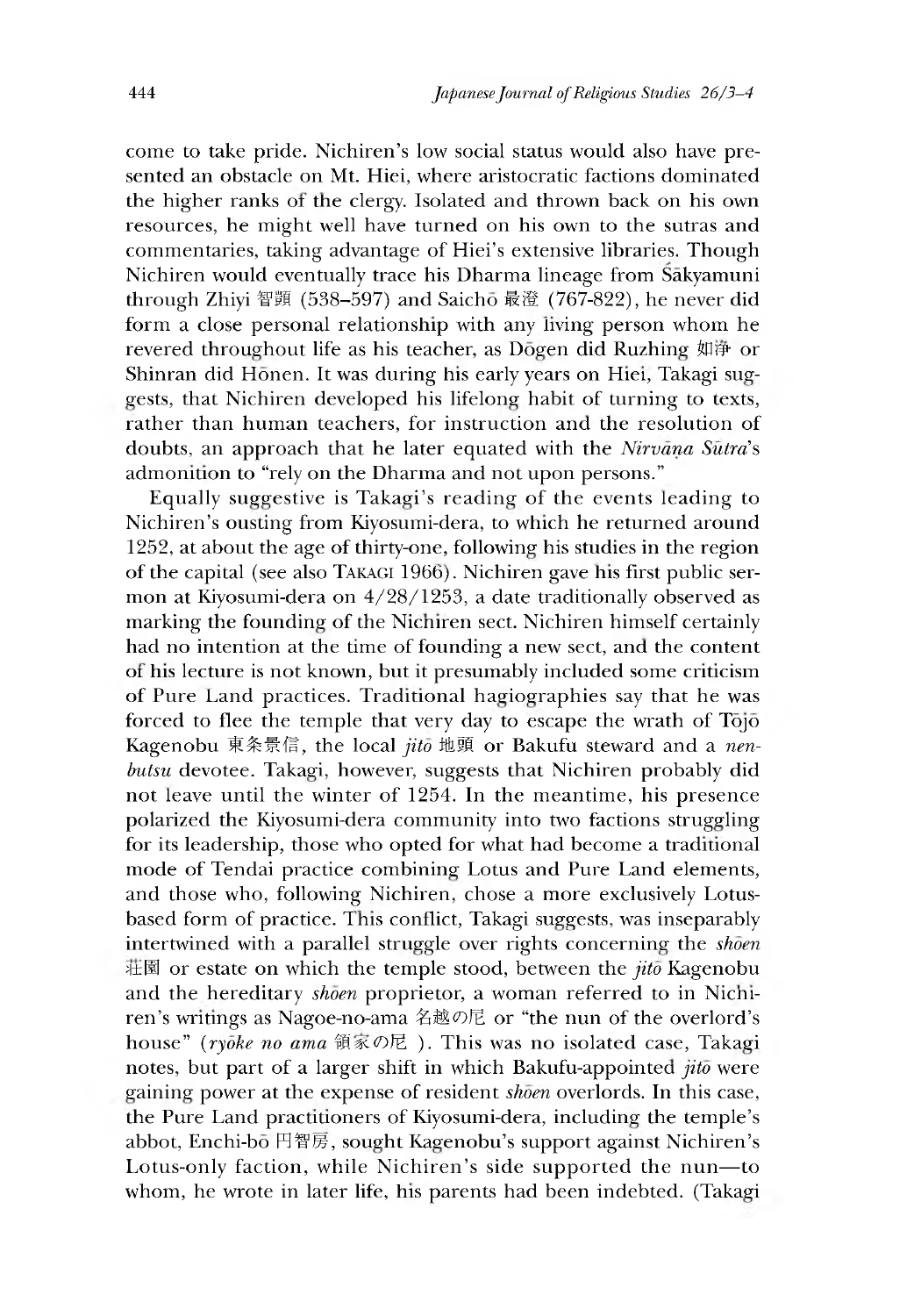come to take pride. Nichiren's low social status would also have presented an obstacle on Mt. Hiei, where aristocratic factions dominated the higher ranks of the clergy. Isolated and thrown back on his own resources, he might well have turned on his own to the sutras and commentaries, taking advantage of Hiei's extensive libraries. Though Nichiren would eventually trace his Dharma lineage from Śākyamuni through Zhiyi 智顗 (538–597) and Saichō 最澄 (767-822), he never did form a close personal relationship with any living person whom he revered throughout life as his teacher, as Dōgen did Ruzhing 如浄 or Shinran did Hōnen. It was during his early years on Hiei, Takagi suggests, that Nichiren developed his lifelong habit of turning to texts, rather than human teachers, for instruction and the resolution of doubts, an approach that he later equated with the *Nirvāṇa Sūtra*'s admonition to "rely on the Dharma and not upon persons."

Equally suggestive is Takagi's reading of the events leading to Nichiren's ousting from Kiyosumi-dera, to which he returned around 1252, at about the age of thirty-one, following his studies in the region of the capital (see also TAKAGI 1966). Nichiren gave his first public sermon at Kiyosumi-dera on 4/28/1253, a date traditionally observed as marking the founding of the Nichiren sect. Nichiren himself certainly had no intention at the time of founding a new sect, and the content of his lecture is not known, but it presumably included some criticism of Pure Land practices. Traditional hagiographies say that he was forced to flee the temple that very day to escape the wrath of Tōjō Kagenobu 東条景信, the local *jitō* 地頭 or Bakufu steward and a *nenbutsu* devotee. Takagi, however, suggests that Nichiren probably did not leave until the winter of 1254. In the meantime, his presence polarized the Kiyosumi-dera community into two factions struggling for its leadership, those who opted for what had become a traditional mode of Tendai practice combining Lotus and Pure Land elements, and those who, following Nichiren, chose a more exclusively Lotus-based form of practice. This conflict, Takagi suggests, was inseparably intertwined with a parallel struggle over rights concerning the *shōen* 荘園 or estate on which the temple stood, between the *jitō* Kagenobu and the hereditary *shōen* proprietor, a woman referred to in Nichiren's writings as Nagoe-no-ama 名越の尼 or "the nun of the overlord's house" (*ryōke no ama* 領家の尼). This was no isolated case, Takagi notes, but part of a larger shift in which Bakufu-appointed *jitō* were gaining power at the expense of resident *shōen* overlords. In this case, the Pure Land practitioners of Kiyosumi-dera, including the temple's abbot, Enchi-bō 円智房, sought Kagenobu's support against Nichiren's Lotus-only faction, while Nichiren's side supported the nun—to whom, he wrote in later life, his parents had been indebted. (Takagi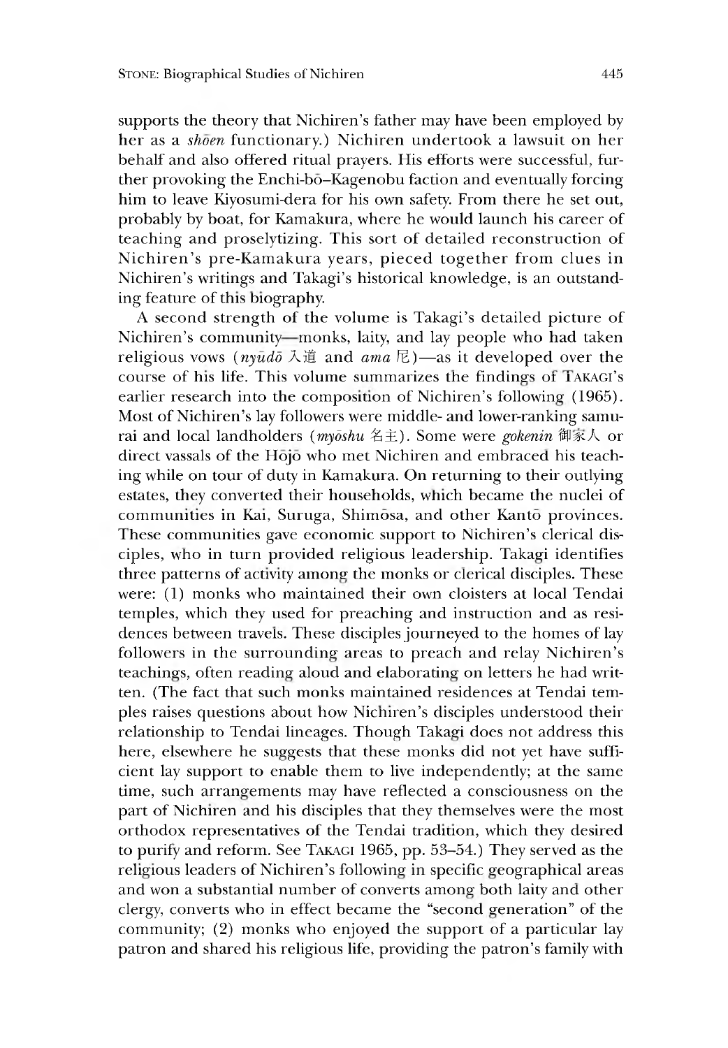supports the theory that Nichiren's father may have been employed by her as a *shōen* functionary.) Nichiren undertook a lawsuit on her behalf and also offered ritual prayers. His efforts were successful, further provoking the Enchi-bō–Kagenobu faction and eventually forcing him to leave Kiyosumi-dera for his own safety. From there he set out, probably by boat, for Kamakura, where he would launch his career of teaching and proselytizing. This sort of detailed reconstruction of Nichiren's pre-Kamakura years, pieced together from clues in Nichiren's writings and Takagi's historical knowledge, is an outstanding feature of this biography.

A second strength of the volume is Takagi's detailed picture of Nichiren's community—monks, laity, and lay people who had taken religious vows (*nyūdō* 入道 and *ama* 尼)—as it developed over the course of his life. This volume summarizes the findings of TAKAGI's earlier research into the composition of Nichiren's following (1965). Most of Nichiren's lay followers were middle- and lower-ranking samurai and local landholders (*myōshu* 名主). Some were *gokenin* 御家人 or direct vassals of the Hōjō who met Nichiren and embraced his teaching while on tour of duty in Kamakura. On returning to their outlying estates, they converted their households, which became the nuclei of communities in Kai, Suruga, Shimōsa, and other Kantō provinces. These communities gave economic support to Nichiren's clerical disciples, who in turn provided religious leadership. Takagi identifies three patterns of activity among the monks or clerical disciples. These were: (1) monks who maintained their own cloisters at local Tendai temples, which they used for preaching and instruction and as residences between travels. These disciples journeyed to the homes of lay followers in the surrounding areas to preach and relay Nichiren's teachings, often reading aloud and elaborating on letters he had written. (The fact that such monks maintained residences at Tendai temples raises questions about how Nichiren's disciples understood their relationship to Tendai lineages. Though Takagi does not address this here, elsewhere he suggests that these monks did not yet have sufficient lay support to enable them to live independently; at the same time, such arrangements may have reflected a consciousness on the part of Nichiren and his disciples that they themselves were the most orthodox representatives of the Tendai tradition, which they desired to purify and reform. See TAKAGI 1965, pp. 53–54.) They served as the religious leaders of Nichiren's following in specific geographical areas and won a substantial number of converts among both laity and other clergy, converts who in effect became the "second generation" of the community; (2) monks who enjoyed the support of a particular lay patron and shared his religious life, providing the patron's family with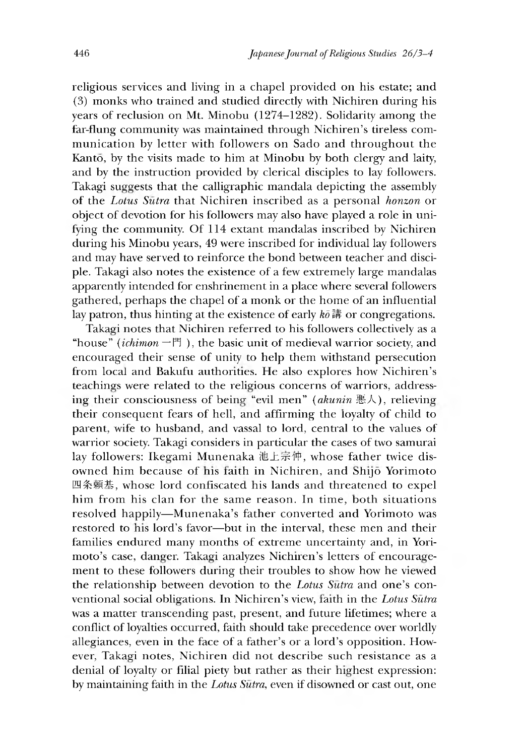religious services and living in a chapel provided on his estate; and (3) monks who trained and studied directly with Nichiren during his years of reclusion on Mt. Minobu (1274–1282). Solidarity among the far-flung community was maintained through Nichiren's tireless communication by letter with followers on Sado and throughout the Kantō, by the visits made to him at Minobu by both clergy and laity, and by the instruction provided by clerical disciples to lay followers. Takagi suggests that the calligraphic mandala depicting the assembly of the *Lotus Sūtra* that Nichiren inscribed as a personal *honzon* or object of devotion for his followers may also have played a role in unifying the community. Of 114 extant mandalas inscribed by Nichiren during his Minobu years, 49 were inscribed for individual lay followers and may have served to reinforce the bond between teacher and disciple. Takagi also notes the existence of a few extremely large mandalas apparently intended for enshrinement in a place where several followers gathered, perhaps the chapel of a monk or the home of an influential lay patron, thus hinting at the existence of early *kō* 講 or congregations.

Takagi notes that Nichiren referred to his followers collectively as a "house" (*ichimon* 一門), the basic unit of medieval warrior society, and encouraged their sense of unity to help them withstand persecution from local and Bakufu authorities. He also explores how Nichiren's teachings were related to the religious concerns of warriors, addressing their consciousness of being "evil men" (*akunin* 悪人), relieving their consequent fears of hell, and affirming the loyalty of child to parent, wife to husband, and vassal to lord, central to the values of warrior society. Takagi considers in particular the cases of two samurai lay followers: Ikegami Munenaka 池上宗仲, whose father twice disowned him because of his faith in Nichiren, and Shijō Yorimoto 四条頼基, whose lord confiscated his lands and threatened to expel him from his clan for the same reason. In time, both situations resolved happily—Munenaka's father converted and Yorimoto was restored to his lord's favor—but in the interval, these men and their families endured many months of extreme uncertainty and, in Yorimoto's case, danger. Takagi analyzes Nichiren's letters of encouragement to these followers during their troubles to show how he viewed the relationship between devotion to the *Lotus Sūtra* and one's conventional social obligations. In Nichiren's view, faith in the *Lotus Sūtra* was a matter transcending past, present, and future lifetimes; where a conflict of loyalties occurred, faith should take precedence over worldly allegiances, even in the face of a father's or a lord's opposition. However, Takagi notes, Nichiren did not describe such resistance as a denial of loyalty or filial piety but rather as their highest expression: by maintaining faith in the *Lotus Sūtra*, even if disowned or cast out, one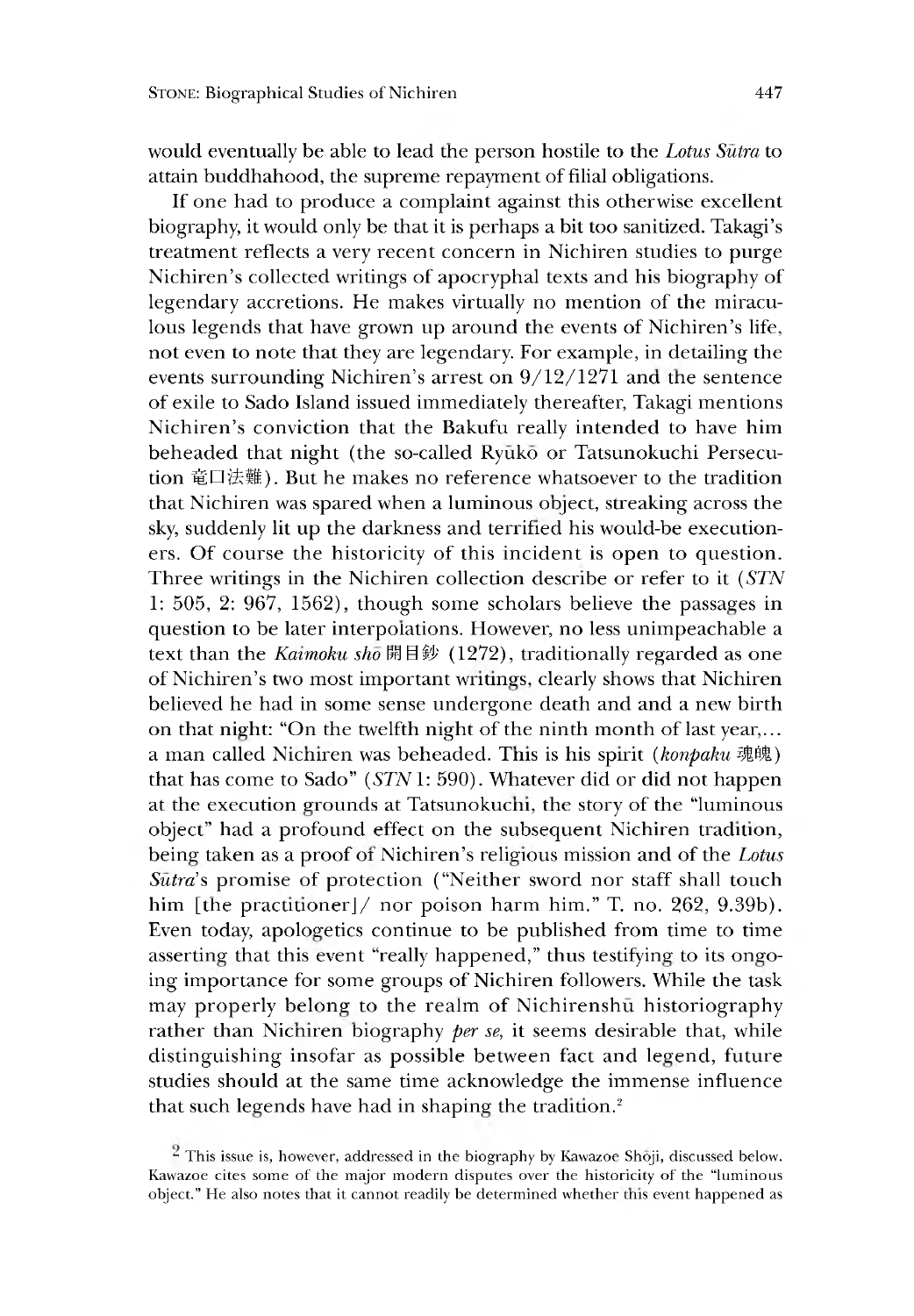would eventually be able to lead the person hostile to the *Lotus Sūtra* to attain buddhahood, the supreme repayment of filial obligations.

If one had to produce a complaint against this otherwise excellent biography, it would only be that it is perhaps a bit too sanitized. Takagi's treatment reflects a very recent concern in Nichiren studies to purge Nichiren's collected writings of apocryphal texts and his biography of legendary accretions. He makes virtually no mention of the miraculous legends that have grown up around the events of Nichiren's life, not even to note that they are legendary. For example, in detailing the events surrounding Nichiren's arrest on 9/12/1271 and the sentence of exile to Sado Island issued immediately thereafter, Takagi mentions Nichiren's conviction that the Bakufu really intended to have him beheaded that night (the so-called Ryūkō or Tatsunokuchi Persecution 竜口法難). But he makes no reference whatsoever to the tradition that Nichiren was spared when a luminous object, streaking across the sky, suddenly lit up the darkness and terrified his would-be executioners. Of course the historicity of this incident is open to question. Three writings in the Nichiren collection describe or refer to it (*STN* 1: 505, 2: 967, 1562), though some scholars believe the passages in question to be later interpolations. However, no less unimpeachable a text than the *Kaimoku shō* 開目鈔 (1272), traditionally regarded as one of Nichiren's two most important writings, clearly shows that Nichiren believed he had in some sense undergone death and and a new birth on that night: "On the twelfth night of the ninth month of last year,... a man called Nichiren was beheaded. This is his spirit (*konpaku* 魂魄) that has come to Sado" (*STN* 1: 590). Whatever did or did not happen at the execution grounds at Tatsunokuchi, the story of the "luminous object" had a profound effect on the subsequent Nichiren tradition, being taken as a proof of Nichiren's religious mission and of the *Lotus Sūtra*'s promise of protection ("Neither sword nor staff shall touch him [the practitioner]/ nor poison harm him." T. no. 262, 9.39b). Even today, apologetics continue to be published from time to time asserting that this event "really happened," thus testifying to its ongoing importance for some groups of Nichiren followers. While the task may properly belong to the realm of Nichirenshū historiography rather than Nichiren biography *per se*, it seems desirable that, while distinguishing insofar as possible between fact and legend, future studies should at the same time acknowledge the immense influence that such legends have had in shaping the tradition.[2]

[2] This issue is, however, addressed in the biography by Kawazoe Shōji, discussed below. Kawazoe cites some of the major modern disputes over the historicity of the "luminous object." He also notes that it cannot readily be determined whether this event happened as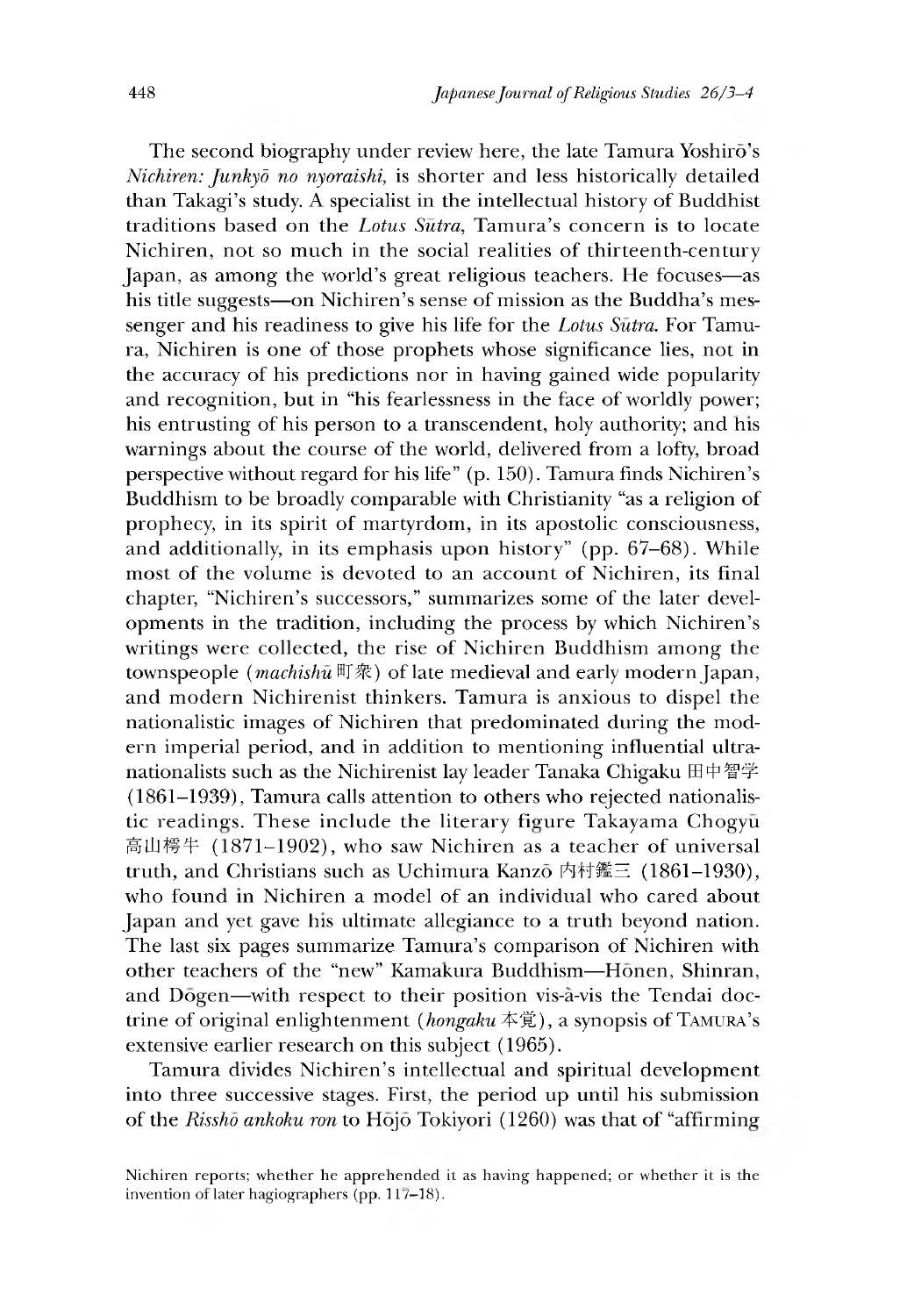The second biography under review here, the late Tamura Yoshirō's *Nichiren: Junkyō no nyoraishi*, is shorter and less historically detailed than Takagi's study. A specialist in the intellectual history of Buddhist traditions based on the *Lotus Sūtra*, Tamura's concern is to locate Nichiren, not so much in the social realities of thirteenth-century Japan, as among the world's great religious teachers. He focuses—as his title suggests—on Nichiren's sense of mission as the Buddha's messenger and his readiness to give his life for the *Lotus Sūtra*. For Tamura, Nichiren is one of those prophets whose significance lies, not in the accuracy of his predictions nor in having gained wide popularity and recognition, but in "his fearlessness in the face of worldly power; his entrusting of his person to a transcendent, holy authority; and his warnings about the course of the world, delivered from a lofty, broad perspective without regard for his life" (p. 150). Tamura finds Nichiren's Buddhism to be broadly comparable with Christianity "as a religion of prophecy, in its spirit of martyrdom, in its apostolic consciousness, and additionally, in its emphasis upon history" (pp. 67–68). While most of the volume is devoted to an account of Nichiren, its final chapter, "Nichiren's successors," summarizes some of the later developments in the tradition, including the process by which Nichiren's writings were collected, the rise of Nichiren Buddhism among the townspeople (*machishū* 町衆) of late medieval and early modern Japan, and modern Nichirenist thinkers. Tamura is anxious to dispel the nationalistic images of Nichiren that predominated during the modern imperial period, and in addition to mentioning influential ultranationalists such as the Nichirenist lay leader Tanaka Chigaku 田中智学 (1861–1939), Tamura calls attention to others who rejected nationalistic readings. These include the literary figure Takayama Chogyū 高山樗牛 (1871–1902), who saw Nichiren as a teacher of universal truth, and Christians such as Uchimura Kanzō 内村鑑三 (1861–1930), who found in Nichiren a model of an individual who cared about Japan and yet gave his ultimate allegiance to a truth beyond nation. The last six pages summarize Tamura's comparison of Nichiren with other teachers of the "new" Kamakura Buddhism—Hōnen, Shinran, and Dōgen—with respect to their position vis-à-vis the Tendai doctrine of original enlightenment (*hongaku* 本覚), a synopsis of TAMURA's extensive earlier research on this subject (1965).

Tamura divides Nichiren's intellectual and spiritual development into three successive stages. First, the period up until his submission of the *Risshō ankoku ron* to Hōjō Tokiyori (1260) was that of "affirming

Nichiren reports; whether he apprehended it as having happened; or whether it is the invention of later hagiographers (pp. 117–18).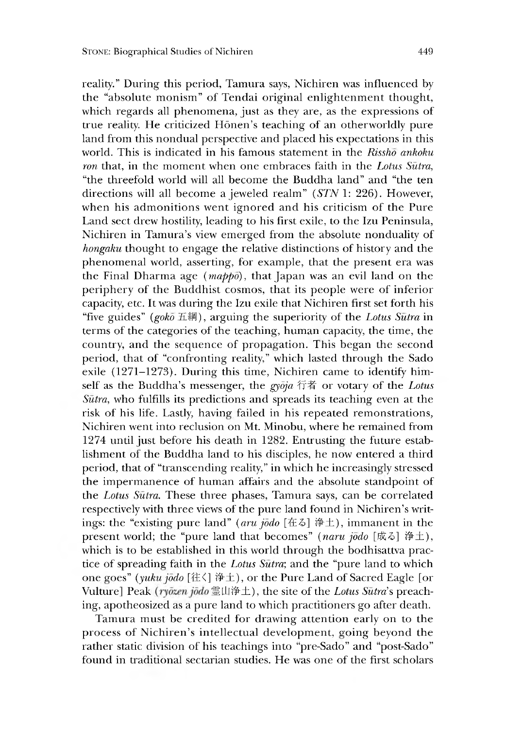reality." During this period, Tamura says, Nichiren was influenced by the "absolute monism" of Tendai original enlightenment thought, which regards all phenomena, just as they are, as the expressions of true reality. He criticized Hōnen's teaching of an otherworldly pure land from this nondual perspective and placed his expectations in this world. This is indicated in his famous statement in the *Risshō ankoku ron* that, in the moment when one embraces faith in the *Lotus Sūtra*, "the threefold world will all become the Buddha land" and "the ten directions will all become a jeweled realm" (*STN* 1: 226). However, when his admonitions went ignored and his criticism of the Pure Land sect drew hostility, leading to his first exile, to the Izu Peninsula, Nichiren in Tamura's view emerged from the absolute nonduality of *hongaku* thought to engage the relative distinctions of history and the phenomenal world, asserting, for example, that the present era was the Final Dharma age (*mappō*), that Japan was an evil land on the periphery of the Buddhist cosmos, that its people were of inferior capacity, etc. It was during the Izu exile that Nichiren first set forth his "five guides" (*gokō* 五綱), arguing the superiority of the *Lotus Sūtra* in terms of the categories of the teaching, human capacity, the time, the country, and the sequence of propagation. This began the second period, that of "confronting reality," which lasted through the Sado exile (1271–1273). During this time, Nichiren came to identify himself as the Buddha's messenger, the *gyōja* 行者 or votary of the *Lotus Sūtra*, who fulfills its predictions and spreads its teaching even at the risk of his life. Lastly, having failed in his repeated remonstrations, Nichiren went into reclusion on Mt. Minobu, where he remained from 1274 until just before his death in 1282. Entrusting the future establishment of the Buddha land to his disciples, he now entered a third period, that of "transcending reality," in which he increasingly stressed the impermanence of human affairs and the absolute standpoint of the *Lotus Sūtra*. These three phases, Tamura says, can be correlated respectively with three views of the pure land found in Nichiren's writings: the "existing pure land" (*aru jōdo* [在る] 浄土), immanent in the present world; the "pure land that becomes" (*naru jōdo* [成る] 浄土), which is to be established in this world through the bodhisattva practice of spreading faith in the *Lotus Sūtra*; and the "pure land to which one goes" (*yuku jōdo* [往く] 浄土), or the Pure Land of Sacred Eagle [or Vulture] Peak (*ryōzen jōdo* 霊山浄土), the site of the *Lotus Sūtra*'s preaching, apotheosized as a pure land to which practitioners go after death.

Tamura must be credited for drawing attention early on to the process of Nichiren's intellectual development, going beyond the rather static division of his teachings into "pre-Sado" and "post-Sado" found in traditional sectarian studies. He was one of the first scholars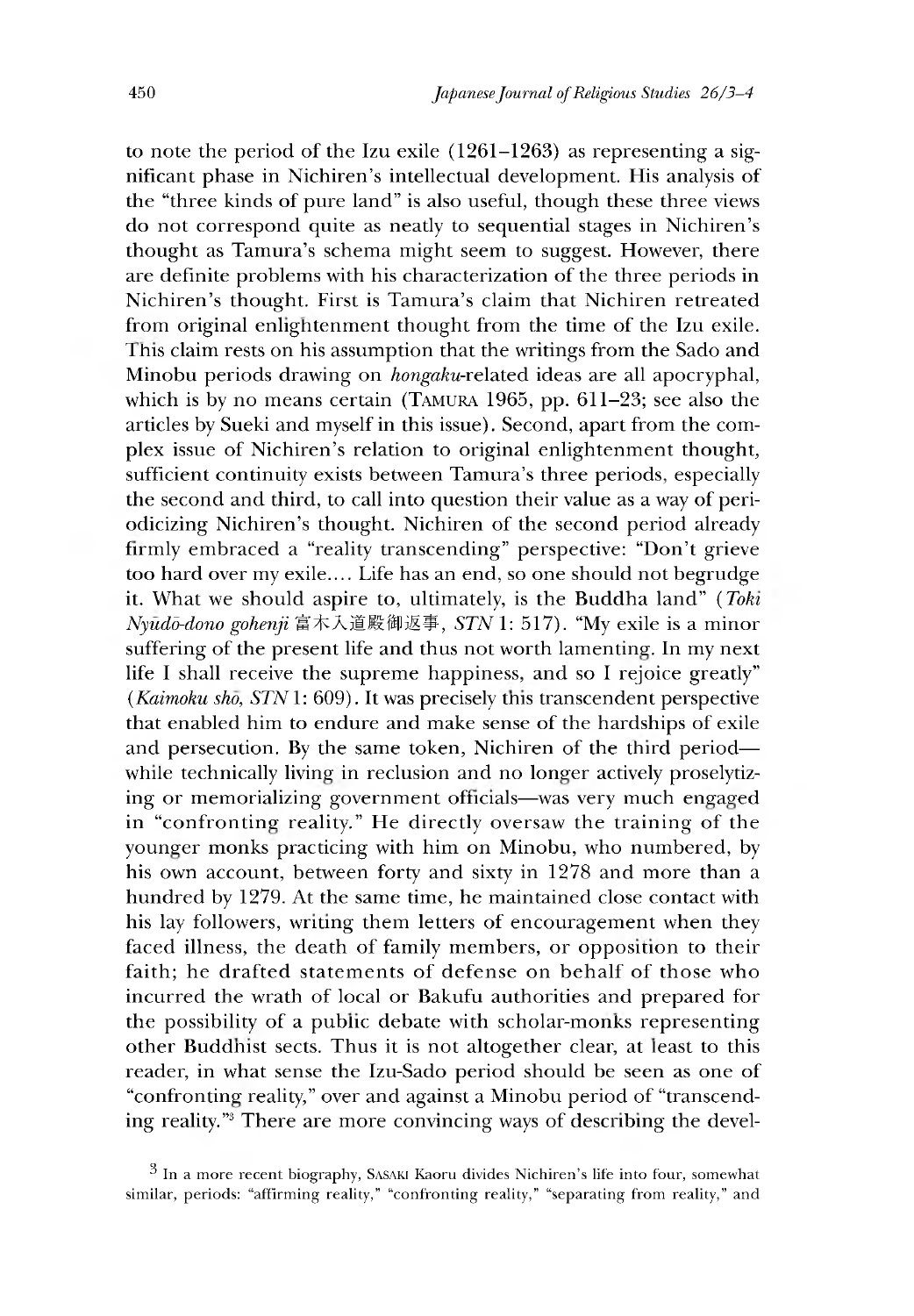to note the period of the Izu exile (1261–1263) as representing a significant phase in Nichiren's intellectual development. His analysis of the "three kinds of pure land" is also useful, though these three views do not correspond quite as neatly to sequential stages in Nichiren's thought as Tamura's schema might seem to suggest. However, there are definite problems with his characterization of the three periods in Nichiren's thought. First is Tamura's claim that Nichiren retreated from original enlightenment thought from the time of the Izu exile. This claim rests on his assumption that the writings from the Sado and Minobu periods drawing on *hongaku*-related ideas are all apocryphal, which is by no means certain (TAMURA 1965, pp. 611–23; see also the articles by Sueki and myself in this issue). Second, apart from the complex issue of Nichiren's relation to original enlightenment thought, sufficient continuity exists between Tamura's three periods, especially the second and third, to call into question their value as a way of periodicizing Nichiren's thought. Nichiren of the second period already firmly embraced a "reality transcending" perspective: "Don't grieve too hard over my exile.... Life has an end, so one should not begrudge it. What we should aspire to, ultimately, is the Buddha land" (*Toki Nyūdō-dono gohenji* 富木入道殿御返事, *STN* 1: 517). "My exile is a minor suffering of the present life and thus not worth lamenting. In my next life I shall receive the supreme happiness, and so I rejoice greatly" (*Kaimoku shō*, *STN* 1: 609). It was precisely this transcendent perspective that enabled him to endure and make sense of the hardships of exile and persecution. By the same token, Nichiren of the third period—while technically living in reclusion and no longer actively proselytizing or memorializing government officials—was very much engaged in "confronting reality." He directly oversaw the training of the younger monks practicing with him on Minobu, who numbered, by his own account, between forty and sixty in 1278 and more than a hundred by 1279. At the same time, he maintained close contact with his lay followers, writing them letters of encouragement when they faced illness, the death of family members, or opposition to their faith; he drafted statements of defense on behalf of those who incurred the wrath of local or Bakufu authorities and prepared for the possibility of a public debate with scholar-monks representing other Buddhist sects. Thus it is not altogether clear, at least to this reader, in what sense the Izu-Sado period should be seen as one of "confronting reality," over and against a Minobu period of "transcending reality."[3] There are more convincing ways of describing the devel-

[3] In a more recent biography, SASAKI Kaoru divides Nichiren's life into four, somewhat similar, periods: "affirming reality," "confronting reality," "separating from reality," and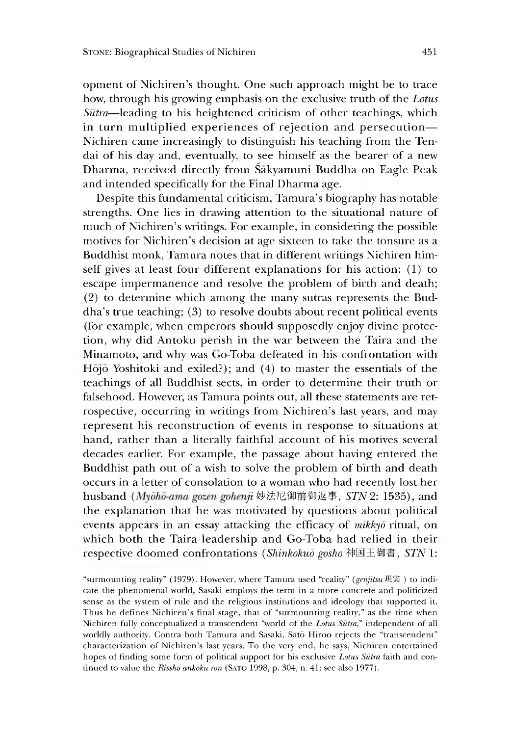opment of Nichiren's thought. One such approach might be to trace how, through his growing emphasis on the exclusive truth of the *Lotus Sūtra*—leading to his heightened criticism of other teachings, which in turn multiplied experiences of rejection and persecution—Nichiren came increasingly to distinguish his teaching from the Tendai of his day and, eventually, to see himself as the bearer of a new Dharma, received directly from Śākyamuni Buddha on Eagle Peak and intended specifically for the Final Dharma age.

Despite this fundamental criticism, Tamura's biography has notable strengths. One lies in drawing attention to the situational nature of much of Nichiren's writings. For example, in considering the possible motives for Nichiren's decision at age sixteen to take the tonsure as a Buddhist monk, Tamura notes that in different writings Nichiren himself gives at least four different explanations for his action: (1) to escape impermanence and resolve the problem of birth and death; (2) to determine which among the many sutras represents the Buddha's true teaching; (3) to resolve doubts about recent political events (for example, when emperors should supposedly enjoy divine protection, why did Antoku perish in the war between the Taira and the Minamoto, and why was Go-Toba defeated in his confrontation with Hōjō Yoshitoki and exiled?); and (4) to master the essentials of the teachings of all Buddhist sects, in order to determine their truth or falsehood. However, as Tamura points out, all these statements are retrospective, occurring in writings from Nichiren's last years, and may represent his reconstruction of events in response to situations at hand, rather than a literally faithful account of his motives several decades earlier. For example, the passage about having entered the Buddhist path out of a wish to solve the problem of birth and death occurs in a letter of consolation to a woman who had recently lost her husband (*Myōhō-ama gozen gohenji* 妙法尼御前御返事, *STN* 2: 1535), and the explanation that he was motivated by questions about political events appears in an essay attacking the efficacy of *mikkyō* ritual, on which both the Taira leadership and Go-Toba had relied in their respective doomed confrontations (*Shinkokuō gosho* 神国王御書, *STN* 1:

---

"surmounting reality" (1979). However, where Tamura used "reality" (*genjitsu* 現実) to indicate the phenomenal world, Sasaki employs the term in a more concrete and politicized sense as the system of rule and the religious institutions and ideology that supported it. Thus he defines Nichiren's final stage, that of "surmounting reality," as the time when Nichiren fully conceptualized a transcendent "world of the *Lotus Sūtra*," independent of all worldly authority. Contra both Tamura and Sasaki, Satō Hiroo rejects the "transcendent" characterization of Nichiren's last years. To the very end, he says, Nichiren entertained hopes of finding some form of political support for his exclusive *Lotus Sūtra* faith and continued to value the *Risshō ankoku ron* (Satō 1998, p. 304, n. 41; see also 1977).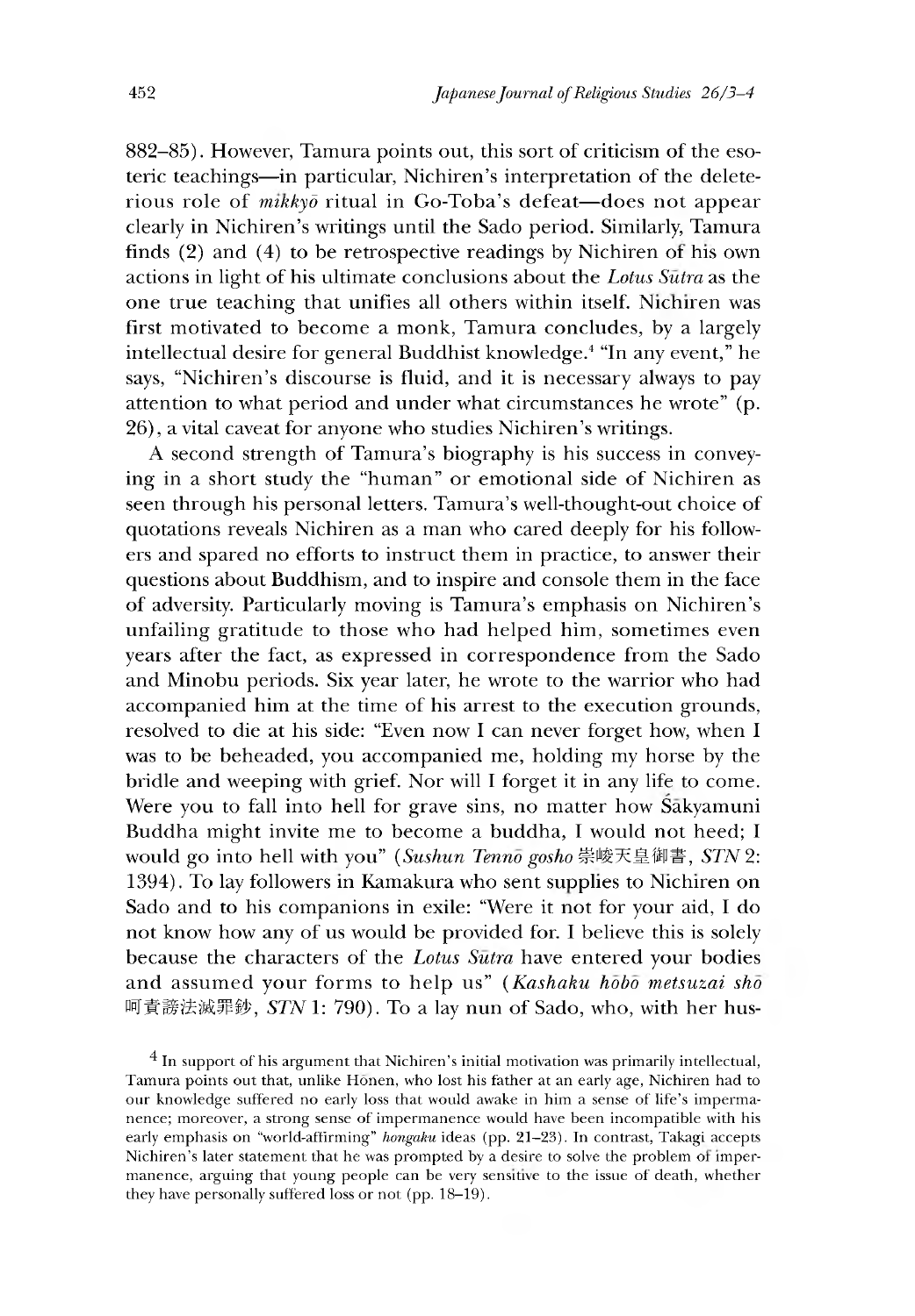882–85). However, Tamura points out, this sort of criticism of the esoteric teachings—in particular, Nichiren's interpretation of the deleterious role of *mikkyō* ritual in Go-Toba's defeat—does not appear clearly in Nichiren's writings until the Sado period. Similarly, Tamura finds (2) and (4) to be retrospective readings by Nichiren of his own actions in light of his ultimate conclusions about the *Lotus Sūtra* as the one true teaching that unifies all others within itself. Nichiren was first motivated to become a monk, Tamura concludes, by a largely intellectual desire for general Buddhist knowledge.[4] "In any event," he says, "Nichiren's discourse is fluid, and it is necessary always to pay attention to what period and under what circumstances he wrote" (p. 26), a vital caveat for anyone who studies Nichiren's writings.

A second strength of Tamura's biography is his success in conveying in a short study the "human" or emotional side of Nichiren as seen through his personal letters. Tamura's well-thought-out choice of quotations reveals Nichiren as a man who cared deeply for his followers and spared no efforts to instruct them in practice, to answer their questions about Buddhism, and to inspire and console them in the face of adversity. Particularly moving is Tamura's emphasis on Nichiren's unfailing gratitude to those who had helped him, sometimes even years after the fact, as expressed in correspondence from the Sado and Minobu periods. Six year later, he wrote to the warrior who had accompanied him at the time of his arrest to the execution grounds, resolved to die at his side: "Even now I can never forget how, when I was to be beheaded, you accompanied me, holding my horse by the bridle and weeping with grief. Nor will I forget it in any life to come. Were you to fall into hell for grave sins, no matter how Śākyamuni Buddha might invite me to become a buddha, I would not heed; I would go into hell with you" (*Sushun Tennō gosho* 崇峻天皇御書, *STN* 2: 1394). To lay followers in Kamakura who sent supplies to Nichiren on Sado and to his companions in exile: "Were it not for your aid, I do not know how any of us would be provided for. I believe this is solely because the characters of the *Lotus Sūtra* have entered your bodies and assumed your forms to help us" (*Kashaku hōbō metsuzai shō* 呵責謗法滅罪鈔, *STN* 1: 790). To a lay nun of Sado, who, with her hus-

[4] In support of his argument that Nichiren's initial motivation was primarily intellectual, Tamura points out that, unlike Hōnen, who lost his father at an early age, Nichiren had to our knowledge suffered no early loss that would awake in him a sense of life's impermanence; moreover, a strong sense of impermanence would have been incompatible with his early emphasis on "world-affirming" *hongaku* ideas (pp. 21–23). In contrast, Takagi accepts Nichiren's later statement that he was prompted by a desire to solve the problem of impermanence, arguing that young people can be very sensitive to the issue of death, whether they have personally suffered loss or not (pp. 18–19).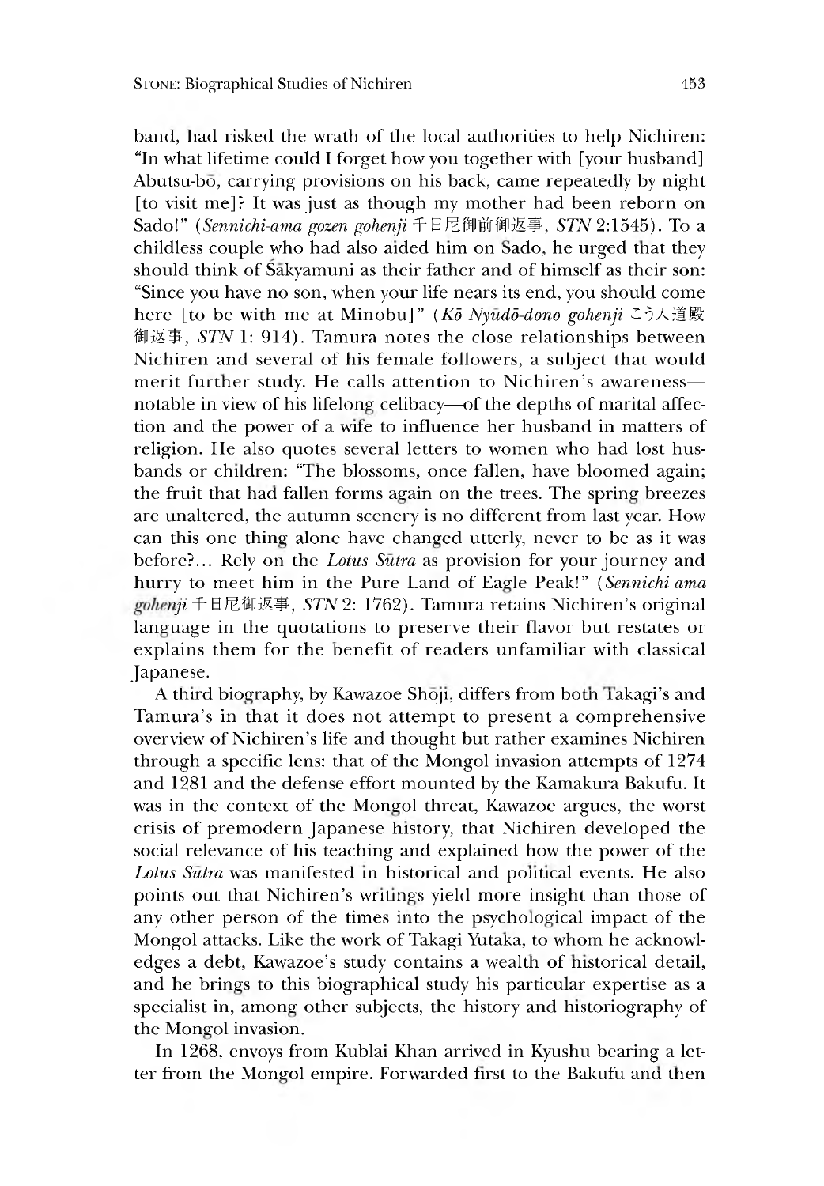band, had risked the wrath of the local authorities to help Nichiren: "In what lifetime could I forget how you together with [your husband] Abutsu-bō, carrying provisions on his back, came repeatedly by night [to visit me]? It was just as though my mother had been reborn on Sado!" (*Sennichi-ama gozen gohenji* 千日尼御前御返事, *STN* 2:1545). To a childless couple who had also aided him on Sado, he urged that they should think of Śākyamuni as their father and of himself as their son: "Since you have no son, when your life nears its end, you should come here [to be with me at Minobu]" (*Kō Nyūdō-dono gohenji* こう入道殿御返事, *STN* 1: 914). Tamura notes the close relationships between Nichiren and several of his female followers, a subject that would merit further study. He calls attention to Nichiren's awareness—notable in view of his lifelong celibacy—of the depths of marital affection and the power of a wife to influence her husband in matters of religion. He also quotes several letters to women who had lost husbands or children: "The blossoms, once fallen, have bloomed again; the fruit that had fallen forms again on the trees. The spring breezes are unaltered, the autumn scenery is no different from last year. How can this one thing alone have changed utterly, never to be as it was before?... Rely on the *Lotus Sūtra* as provision for your journey and hurry to meet him in the Pure Land of Eagle Peak!" (*Sennichi-ama gohenji* 千日尼御返事, *STN* 2: 1762). Tamura retains Nichiren's original language in the quotations to preserve their flavor but restates or explains them for the benefit of readers unfamiliar with classical Japanese.

A third biography, by Kawazoe Shōji, differs from both Takagi's and Tamura's in that it does not attempt to present a comprehensive overview of Nichiren's life and thought but rather examines Nichiren through a specific lens: that of the Mongol invasion attempts of 1274 and 1281 and the defense effort mounted by the Kamakura Bakufu. It was in the context of the Mongol threat, Kawazoe argues, the worst crisis of premodern Japanese history, that Nichiren developed the social relevance of his teaching and explained how the power of the *Lotus Sūtra* was manifested in historical and political events. He also points out that Nichiren's writings yield more insight than those of any other person of the times into the psychological impact of the Mongol attacks. Like the work of Takagi Yutaka, to whom he acknowledges a debt, Kawazoe's study contains a wealth of historical detail, and he brings to this biographical study his particular expertise as a specialist in, among other subjects, the history and historiography of the Mongol invasion.

In 1268, envoys from Kublai Khan arrived in Kyushu bearing a letter from the Mongol empire. Forwarded first to the Bakufu and then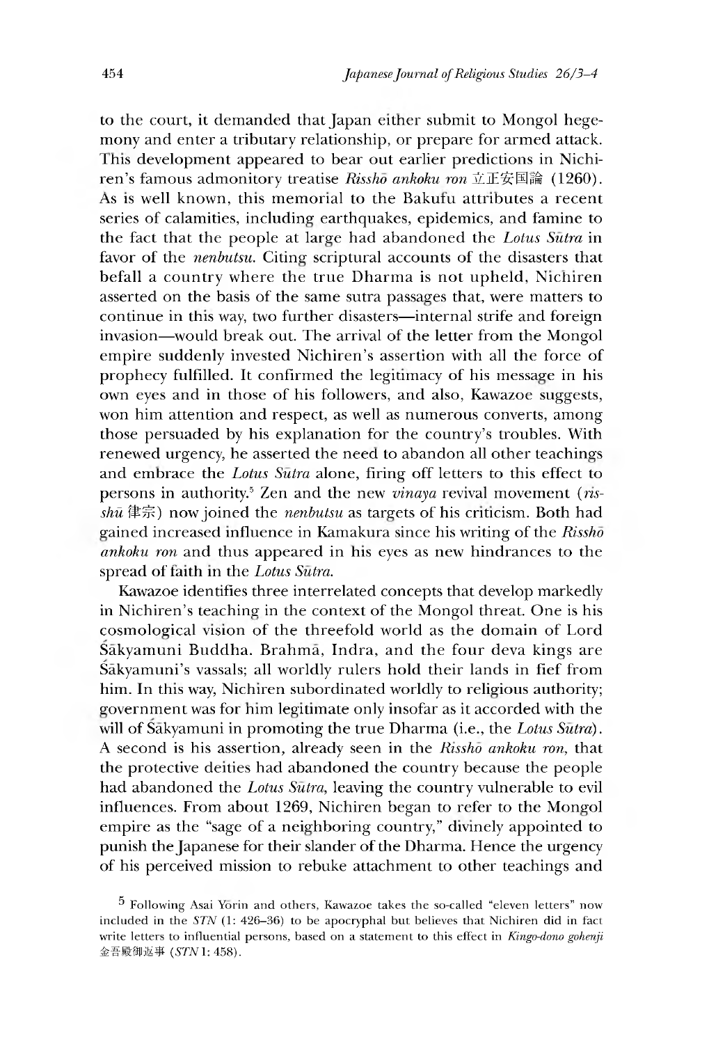to the court, it demanded that Japan either submit to Mongol hegemony and enter a tributary relationship, or prepare for armed attack. This development appeared to bear out earlier predictions in Nichiren's famous admonitory treatise *Risshō ankoku ron* 立正安国論 (1260). As is well known, this memorial to the Bakufu attributes a recent series of calamities, including earthquakes, epidemics, and famine to the fact that the people at large had abandoned the *Lotus Sūtra* in favor of the *nenbutsu*. Citing scriptural accounts of the disasters that befall a country where the true Dharma is not upheld, Nichiren asserted on the basis of the same sutra passages that, were matters to continue in this way, two further disasters—internal strife and foreign invasion—would break out. The arrival of the letter from the Mongol empire suddenly invested Nichiren's assertion with all the force of prophecy fulfilled. It confirmed the legitimacy of his message in his own eyes and in those of his followers, and also, Kawazoe suggests, won him attention and respect, as well as numerous converts, among those persuaded by his explanation for the country's troubles. With renewed urgency, he asserted the need to abandon all other teachings and embrace the *Lotus Sūtra* alone, firing off letters to this effect to persons in authority.[5] Zen and the new *vinaya* revival movement (*risshū* 律宗) now joined the *nenbutsu* as targets of his criticism. Both had gained increased influence in Kamakura since his writing of the *Risshō ankoku ron* and thus appeared in his eyes as new hindrances to the spread of faith in the *Lotus Sūtra*.

Kawazoe identifies three interrelated concepts that develop markedly in Nichiren's teaching in the context of the Mongol threat. One is his cosmological vision of the threefold world as the domain of Lord Śākyamuni Buddha. Brahmā, Indra, and the four deva kings are Śākyamuni's vassals; all worldly rulers hold their lands in fief from him. In this way, Nichiren subordinated worldly to religious authority; government was for him legitimate only insofar as it accorded with the will of Śākyamuni in promoting the true Dharma (i.e., the *Lotus Sūtra*). A second is his assertion, already seen in the *Risshō ankoku ron*, that the protective deities had abandoned the country because the people had abandoned the *Lotus Sūtra*, leaving the country vulnerable to evil influences. From about 1269, Nichiren began to refer to the Mongol empire as the "sage of a neighboring country," divinely appointed to punish the Japanese for their slander of the Dharma. Hence the urgency of his perceived mission to rebuke attachment to other teachings and

[5] Following Asai Yōrin and others, Kawazoe takes the so-called "eleven letters" now included in the *STN* (1: 426–36) to be apocryphal but believes that Nichiren did in fact write letters to influential persons, based on a statement to this effect in *Kingo-dono gohenji* 金吾殿御返事 (*STN* 1: 458).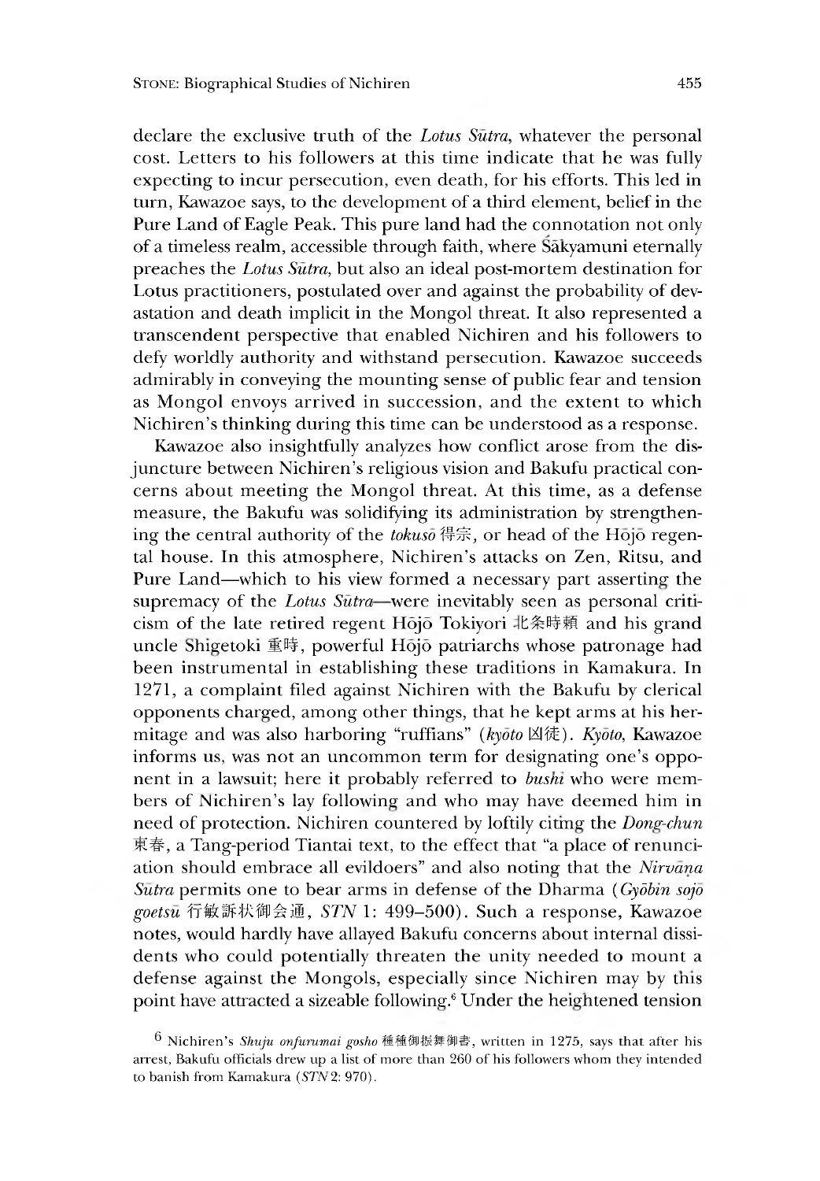declare the exclusive truth of the *Lotus Sūtra*, whatever the personal cost. Letters to his followers at this time indicate that he was fully expecting to incur persecution, even death, for his efforts. This led in turn, Kawazoe says, to the development of a third element, belief in the Pure Land of Eagle Peak. This pure land had the connotation not only of a timeless realm, accessible through faith, where Śākyamuni eternally preaches the *Lotus Sūtra*, but also an ideal post-mortem destination for Lotus practitioners, postulated over and against the probability of devastation and death implicit in the Mongol threat. It also represented a transcendent perspective that enabled Nichiren and his followers to defy worldly authority and withstand persecution. Kawazoe succeeds admirably in conveying the mounting sense of public fear and tension as Mongol envoys arrived in succession, and the extent to which Nichiren's thinking during this time can be understood as a response.

Kawazoe also insightfully analyzes how conflict arose from the disjuncture between Nichiren's religious vision and Bakufu practical concerns about meeting the Mongol threat. At this time, as a defense measure, the Bakufu was solidifying its administration by strengthening the central authority of the *tokusō* 得宗, or head of the Hōjō regental house. In this atmosphere, Nichiren's attacks on Zen, Ritsu, and Pure Land—which to his view formed a necessary part asserting the supremacy of the *Lotus Sūtra*—were inevitably seen as personal criticism of the late retired regent Hōjō Tokiyori 北条時頼 and his grand uncle Shigetoki 重時, powerful Hōjō patriarchs whose patronage had been instrumental in establishing these traditions in Kamakura. In 1271, a complaint filed against Nichiren with the Bakufu by clerical opponents charged, among other things, that he kept arms at his hermitage and was also harboring "ruffians" (*kyōto* 凶徒). *Kyōto*, Kawazoe informs us, was not an uncommon term for designating one's opponent in a lawsuit; here it probably referred to *bushi* who were members of Nichiren's lay following and who may have deemed him in need of protection. Nichiren countered by loftily citing the *Dong-chun* 東春, a Tang-period Tiantai text, to the effect that "a place of renunciation should embrace all evildoers" and also noting that the *Nirvāṇa Sūtra* permits one to bear arms in defense of the Dharma (*Gyōbin sojō goetsū* 行敏訴状御会通, *STN* 1: 499–500). Such a response, Kawazoe notes, would hardly have allayed Bakufu concerns about internal dissidents who could potentially threaten the unity needed to mount a defense against the Mongols, especially since Nichiren may by this point have attracted a sizeable following.[6] Under the heightened tension

[6] Nichiren's *Shuju onfurumai gosho* 種種御振舞御書, written in 1275, says that after his arrest, Bakufu officials drew up a list of more than 260 of his followers whom they intended to banish from Kamakura (*STN* 2: 970).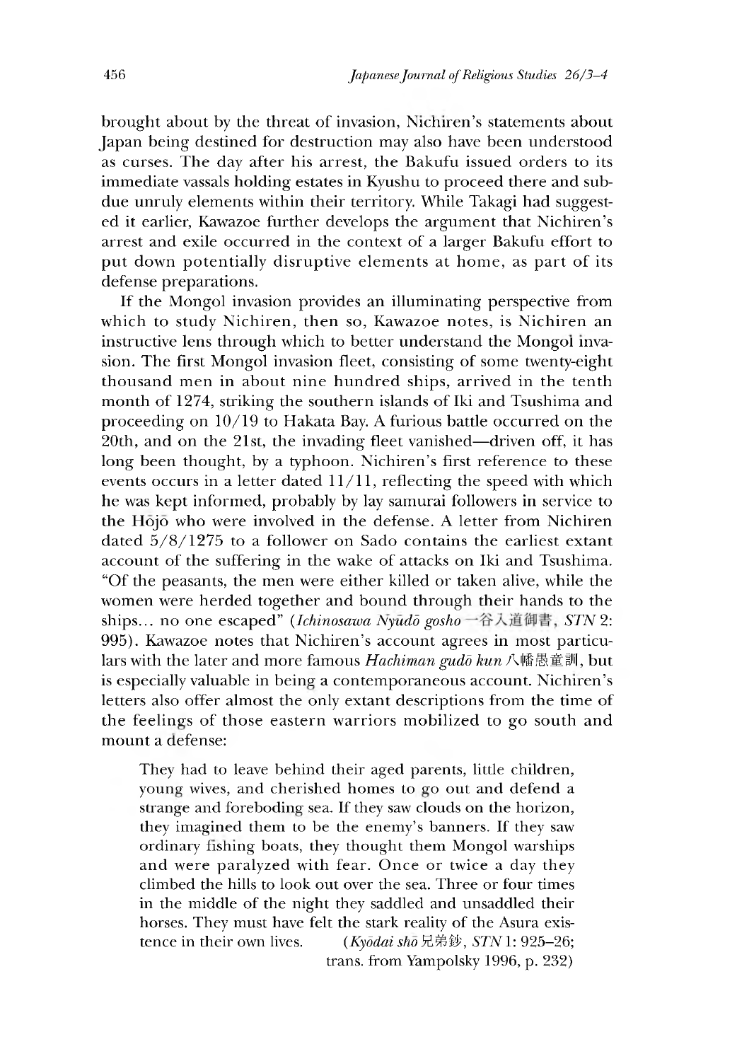brought about by the threat of invasion, Nichiren's statements about Japan being destined for destruction may also have been understood as curses. The day after his arrest, the Bakufu issued orders to its immediate vassals holding estates in Kyushu to proceed there and subdue unruly elements within their territory. While Takagi had suggested it earlier, Kawazoe further develops the argument that Nichiren's arrest and exile occurred in the context of a larger Bakufu effort to put down potentially disruptive elements at home, as part of its defense preparations.

If the Mongol invasion provides an illuminating perspective from which to study Nichiren, then so, Kawazoe notes, is Nichiren an instructive lens through which to better understand the Mongol invasion. The first Mongol invasion fleet, consisting of some twenty-eight thousand men in about nine hundred ships, arrived in the tenth month of 1274, striking the southern islands of Iki and Tsushima and proceeding on 10/19 to Hakata Bay. A furious battle occurred on the 20th, and on the 21st, the invading fleet vanished—driven off, it has long been thought, by a typhoon. Nichiren's first reference to these events occurs in a letter dated 11/11, reflecting the speed with which he was kept informed, probably by lay samurai followers in service to the Hōjō who were involved in the defense. A letter from Nichiren dated 5/8/1275 to a follower on Sado contains the earliest extant account of the suffering in the wake of attacks on Iki and Tsushima. "Of the peasants, the men were either killed or taken alive, while the women were herded together and bound through their hands to the ships... no one escaped" (*Ichinosawa Nyūdō gosho* 一谷入道御書, *STN* 2: 995). Kawazoe notes that Nichiren's account agrees in most particulars with the later and more famous *Hachiman gudō kun* 八幡愚童訓, but is especially valuable in being a contemporaneous account. Nichiren's letters also offer almost the only extant descriptions from the time of the feelings of those eastern warriors mobilized to go south and mount a defense:

> They had to leave behind their aged parents, little children, young wives, and cherished homes to go out and defend a strange and foreboding sea. If they saw clouds on the horizon, they imagined them to be the enemy's banners. If they saw ordinary fishing boats, they thought them Mongol warships and were paralyzed with fear. Once or twice a day they climbed the hills to look out over the sea. Three or four times in the middle of the night they saddled and unsaddled their horses. They must have felt the stark reality of the Asura existence in their own lives. (*Kyōdai shō* 兄弟鈔, *STN* 1: 925–26; trans. from Yampolsky 1996, p. 232)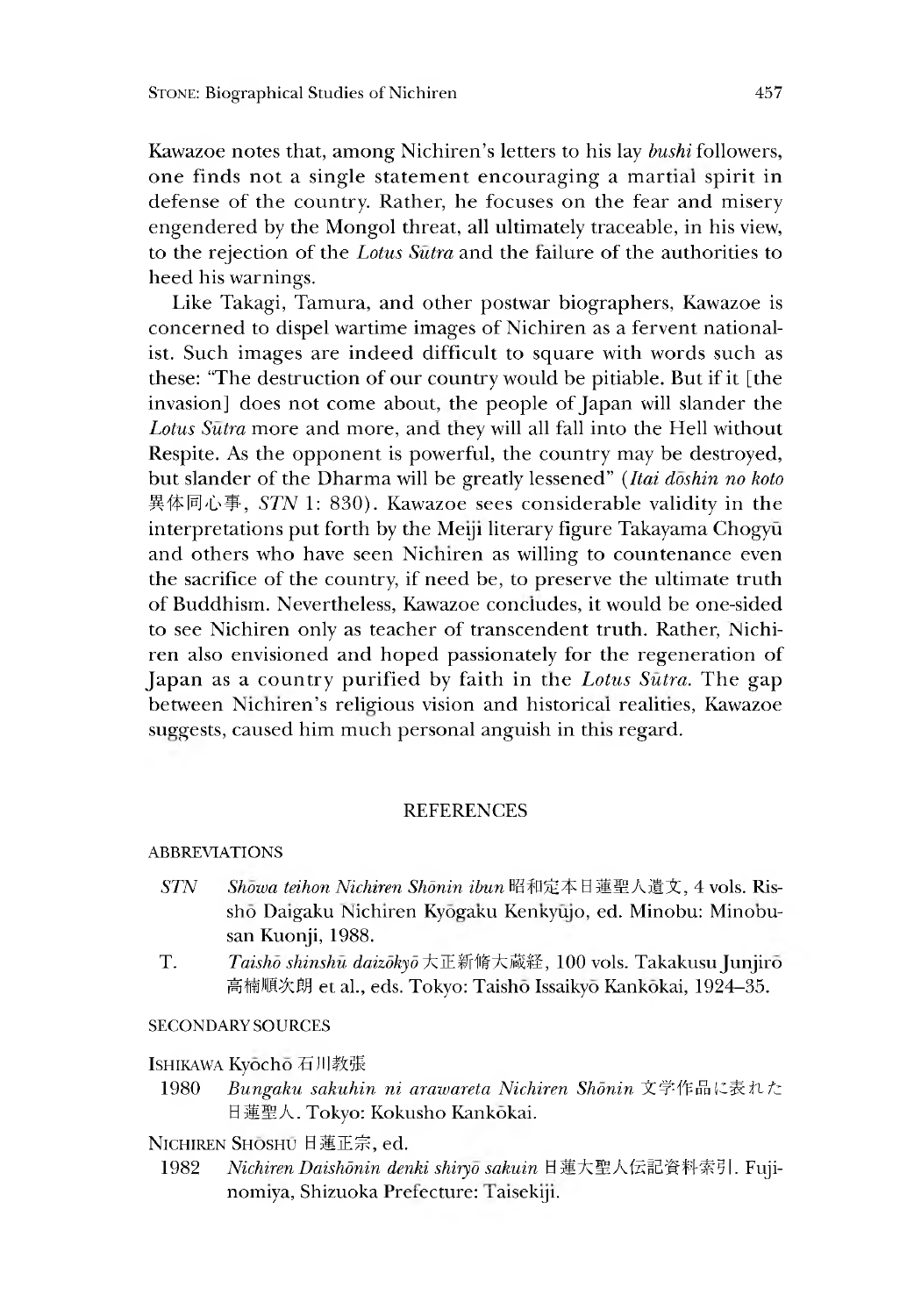Kawazoe notes that, among Nichiren's letters to his lay *bushi* followers, one finds not a single statement encouraging a martial spirit in defense of the country. Rather, he focuses on the fear and misery engendered by the Mongol threat, all ultimately traceable, in his view, to the rejection of the *Lotus Sūtra* and the failure of the authorities to heed his warnings.

Like Takagi, Tamura, and other postwar biographers, Kawazoe is concerned to dispel wartime images of Nichiren as a fervent nationalist. Such images are indeed difficult to square with words such as these: "The destruction of our country would be pitiable. But if it [the invasion] does not come about, the people of Japan will slander the *Lotus Sūtra* more and more, and they will all fall into the Hell without Respite. As the opponent is powerful, the country may be destroyed, but slander of the Dharma will be greatly lessened" (*Itai dōshin no koto* 異体同心事, *STN* 1: 830). Kawazoe sees considerable validity in the interpretations put forth by the Meiji literary figure Takayama Chogyū and others who have seen Nichiren as willing to countenance even the sacrifice of the country, if need be, to preserve the ultimate truth of Buddhism. Nevertheless, Kawazoe concludes, it would be one-sided to see Nichiren only as teacher of transcendent truth. Rather, Nichiren also envisioned and hoped passionately for the regeneration of Japan as a country purified by faith in the *Lotus Sūtra*. The gap between Nichiren's religious vision and historical realities, Kawazoe suggests, caused him much personal anguish in this regard.

## REFERENCES

### ABBREVIATIONS

*STN* *Shōwa teihon Nichiren Shōnin ibun* 昭和定本日蓮聖人遺文, 4 vols. Risshō Daigaku Nichiren Kyōgaku Kenkyūjo, ed. Minobu: Minobusan Kuonji, 1988.

T. *Taishō shinshū daizōkyō* 大正新脩大蔵経, 100 vols. Takakusu Junjirō 高楠順次朗 et al., eds. Tokyo: Taishō Issaikyō Kankōkai, 1924–35.

### SECONDARY SOURCES

ISHIKAWA Kyōchō 石川教張

1980 *Bungaku sakuhin ni arawareta Nichiren Shōnin* 文学作品に表れた日蓮聖人. Tokyo: Kokusho Kankōkai.

NICHIREN SHŌSHŪ 日蓮正宗, ed.

1982 *Nichiren Daishōnin denki shiryō sakuin* 日蓮大聖人伝記資料索引. Fujinomiya, Shizuoka Prefecture: Taisekiji.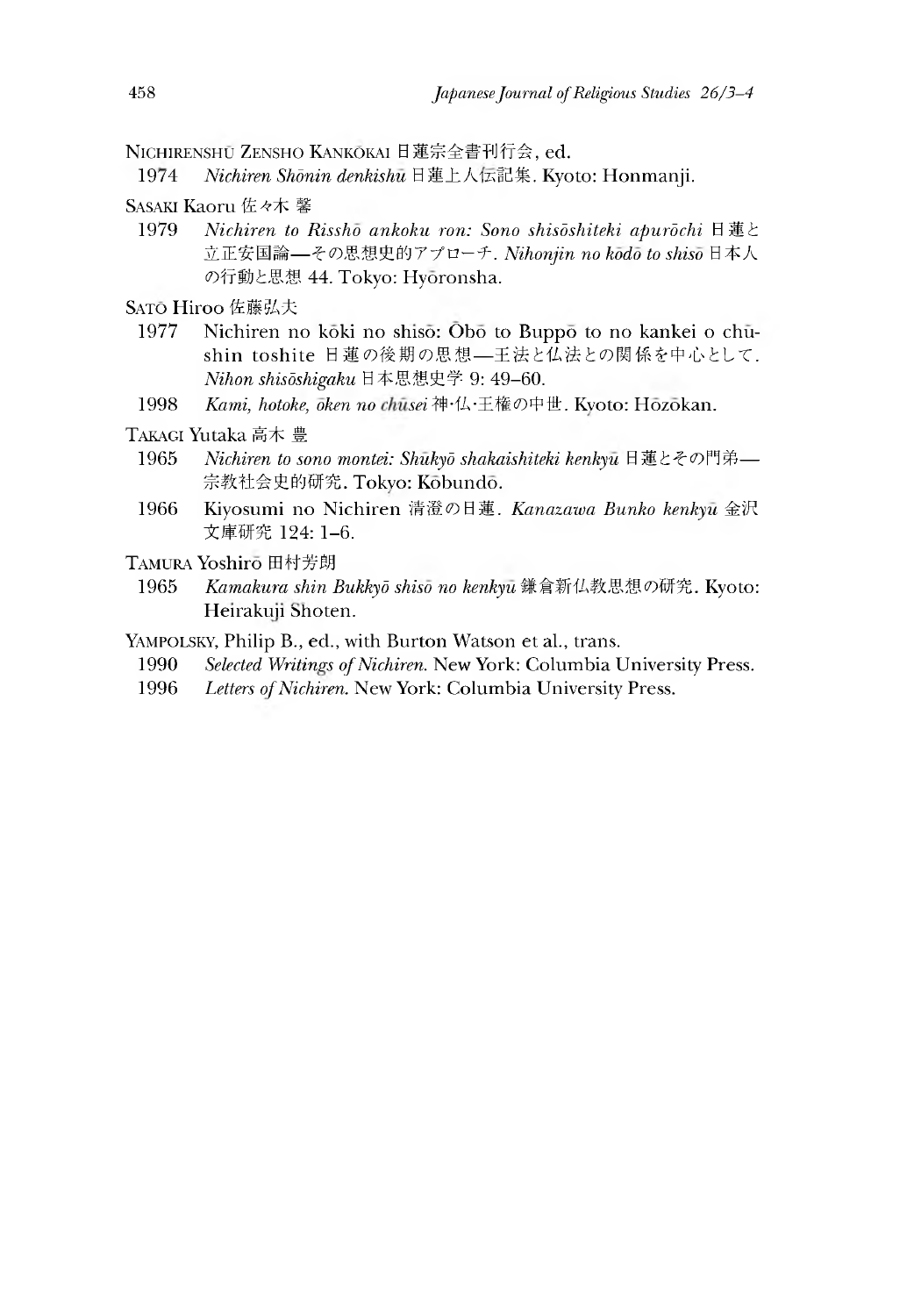NICHIRENSHŪ ZENSHO KANKŌKAI 日蓮宗全書刊行会, ed.

1974 *Nichiren Shōnin denkishū* 日蓮上人伝記集. Kyoto: Honmanji.

SASAKI Kaoru 佐々木 馨

1979 *Nichiren to Risshō ankoku ron: Sono shisōshiteki apurōchi* 日蓮と立正安国論—その思想史的アプローチ. *Nihonjin no kōdō to shisō* 日本人の行動と思想 44. Tokyo: Hyōronsha.

SATŌ Hiroo 佐藤弘夫

1977 Nichiren no kōki no shisō: Ōbō to Buppō to no kankei o chūshin toshite 日蓮の後期の思想—王法と仏法との関係を中心として. *Nihon shisōshigaku* 日本思想史学 9: 49–60.

1998 *Kami, hotoke, ōken no chūsei* 神·仏·王権の中世. Kyoto: Hōzōkan.

TAKAGI Yutaka 高木 豊

1965 *Nichiren to sono montei: Shūkyō shakaishiteki kenkyū* 日蓮とその門弟—宗教社会史的研究. Tokyo: Kōbundō.

1966 Kiyosumi no Nichiren 清澄の日蓮. *Kanazawa Bunko kenkyū* 金沢文庫研究 124: 1–6.

TAMURA Yoshirō 田村芳朗

1965 *Kamakura shin Bukkyō shisō no kenkyū* 鎌倉新仏教思想の研究. Kyoto: Heirakuji Shoten.

YAMPOLSKY, Philip B., ed., with Burton Watson et al., trans.

1990 *Selected Writings of Nichiren.* New York: Columbia University Press.

1996 *Letters of Nichiren.* New York: Columbia University Press.